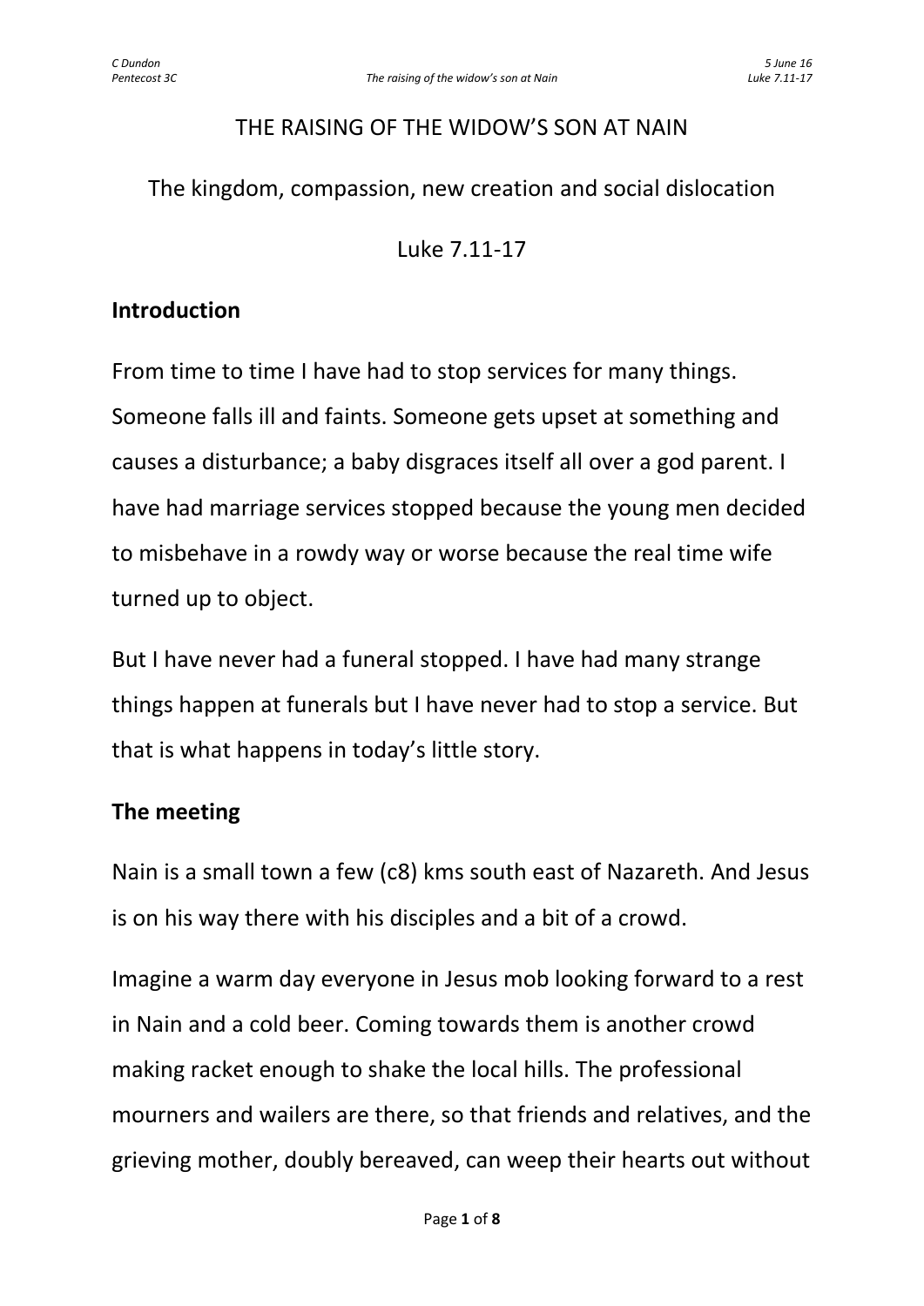# THE RAISING OF THE WIDOW'S SON AT NAIN

The kingdom, compassion, new creation and social dislocation

Luke 7.11-17

## Introduction

From time to time I have had to stop services for many things. Someone falls ill and faints. Someone gets upset at something and causes a disturbance; a baby disgraces itself all over a god parent. I have had marriage services stopped because the young men decided to misbehave in a rowdy way or worse because the real time wife turned up to object.

But I have never had a funeral stopped. I have had many strange things happen at funerals but I have never had to stop a service. But that is what happens in today's little story.

## The meeting

Nain is a small town a few (c8) kms south east of Nazareth. And Jesus is on his way there with his disciples and a bit of a crowd.

Imagine a warm day everyone in Jesus mob looking forward to a rest in Nain and a cold beer. Coming towards them is another crowd making racket enough to shake the local hills. The professional mourners and wailers are there, so that friends and relatives, and the grieving mother, doubly bereaved, can weep their hearts out without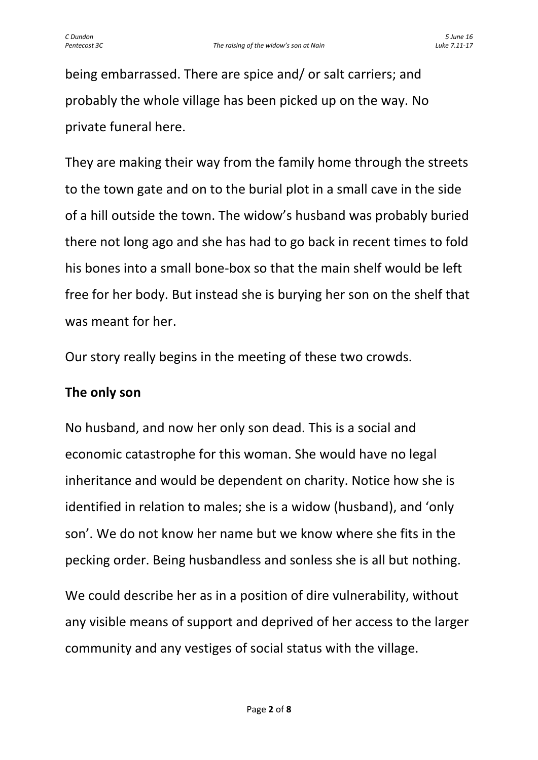being embarrassed. There are spice and/ or salt carriers; and probably the whole village has been picked up on the way. No private funeral here.

They are making their way from the family home through the streets to the town gate and on to the burial plot in a small cave in the side of a hill outside the town. The widow's husband was probably buried there not long ago and she has had to go back in recent times to fold his bones into a small bone-box so that the main shelf would be left free for her body. But instead she is burying her son on the shelf that was meant for her.

Our story really begins in the meeting of these two crowds.

**The only son**

No husband, and now her only son dead. This is a social and economic catastrophe for this woman. She would have no legal inheritance and would be dependent on charity. Notice how she is identified in relation to males; she is a widow (husband), and 'only son'. We do not know her name but we know where she fits in the pecking order. Being husbandless and sonless she is all but nothing.

We could describe her as in a position of dire vulnerability, without any visible means of support and deprived of her access to the larger community and any vestiges of social status with the village.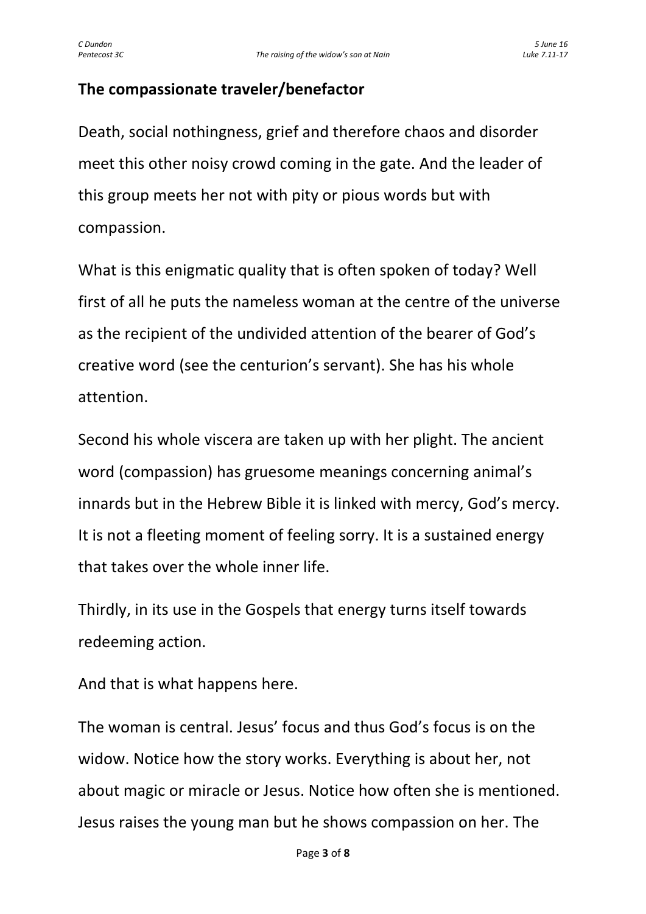## The compassionate traveler/benefactor

Death, social nothingness, grief and therefore chaos and disorder meet this other noisy crowd coming in the gate. And the leader of this group meets her not with pity or pious words but with compassion.

What is this enigmatic quality that is often spoken of today? Well first of all he puts the nameless woman at the centre of the universe as the recipient of the undivided attention of the bearer of God's creative word (see the centurion's servant). She has his whole attention.

Second his whole viscera are taken up with her plight. The ancient word (compassion) has gruesome meanings concerning animal's innards but in the Hebrew Bible it is linked with mercy, God's mercy. It is not a fleeting moment of feeling sorry. It is a sustained energy that takes over the whole inner life.

Thirdly, in its use in the Gospels that energy turns itself towards redeeming action.

And that is what happens here.

The woman is central. Jesus' focus and thus God's focus is on the widow. Notice how the story works. Everything is about her, not about magic or miracle or Jesus. Notice how often she is mentioned. Jesus raises the young man but he shows compassion on her. The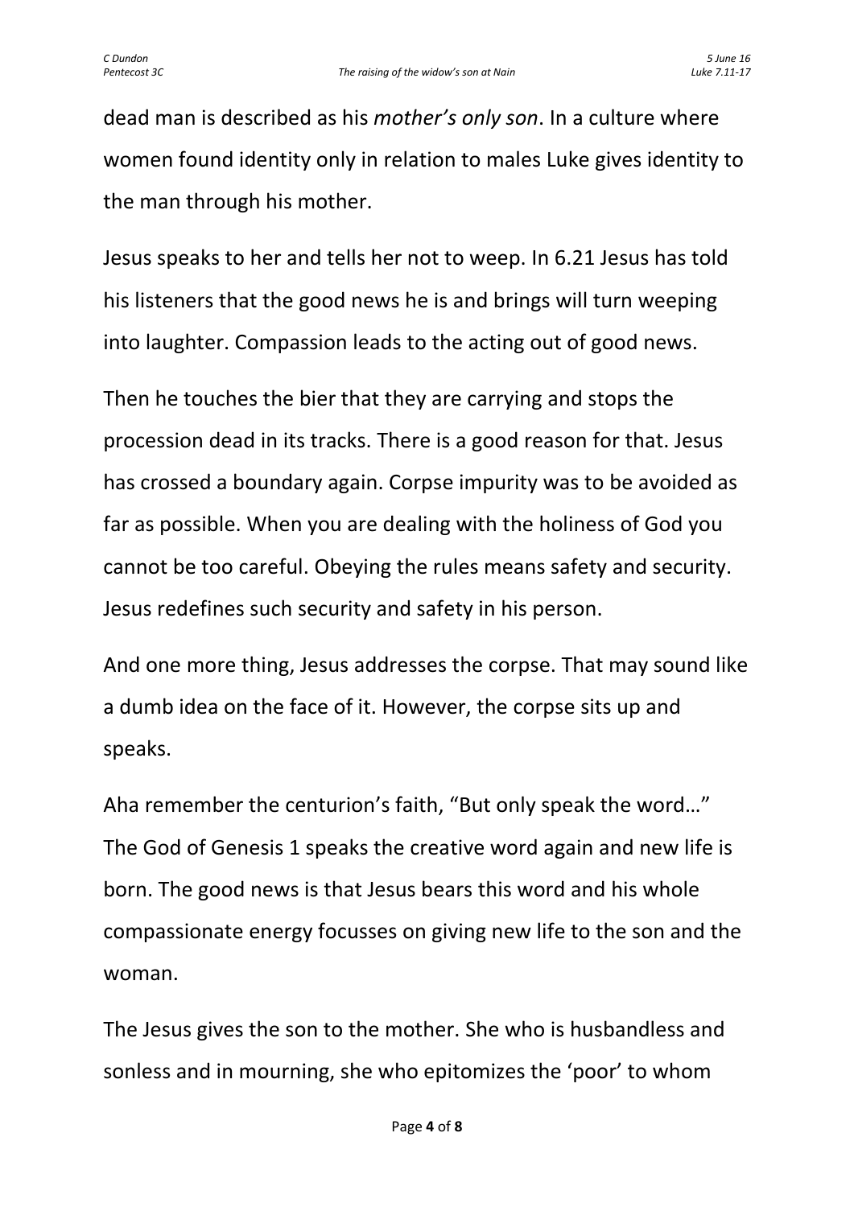dead man is described as his *mother's only son*. In a culture where women found identity only in relation to males Luke gives identity to the man through his mother.

Jesus speaks to her and tells her not to weep. In 6.21 Jesus has told his listeners that the good news he is and brings will turn weeping into laughter. Compassion leads to the acting out of good news.

Then he touches the bier that they are carrying and stops the procession dead in its tracks. There is a good reason for that. Jesus has crossed a boundary again. Corpse impurity was to be avoided as far as possible. When you are dealing with the holiness of God you cannot be too careful. Obeying the rules means safety and security. Jesus redefines such security and safety in his person.

And one more thing, Jesus addresses the corpse. That may sound like a dumb idea on the face of it. However, the corpse sits up and speaks.

Aha remember the centurion's faith, "But only speak the word…" The God of Genesis 1 speaks the creative word again and new life is born. The good news is that Jesus bears this word and his whole compassionate energy focusses on giving new life to the son and the woman.

The Jesus gives the son to the mother. She who is husbandless and sonless and in mourning, she who epitomizes the 'poor' to whom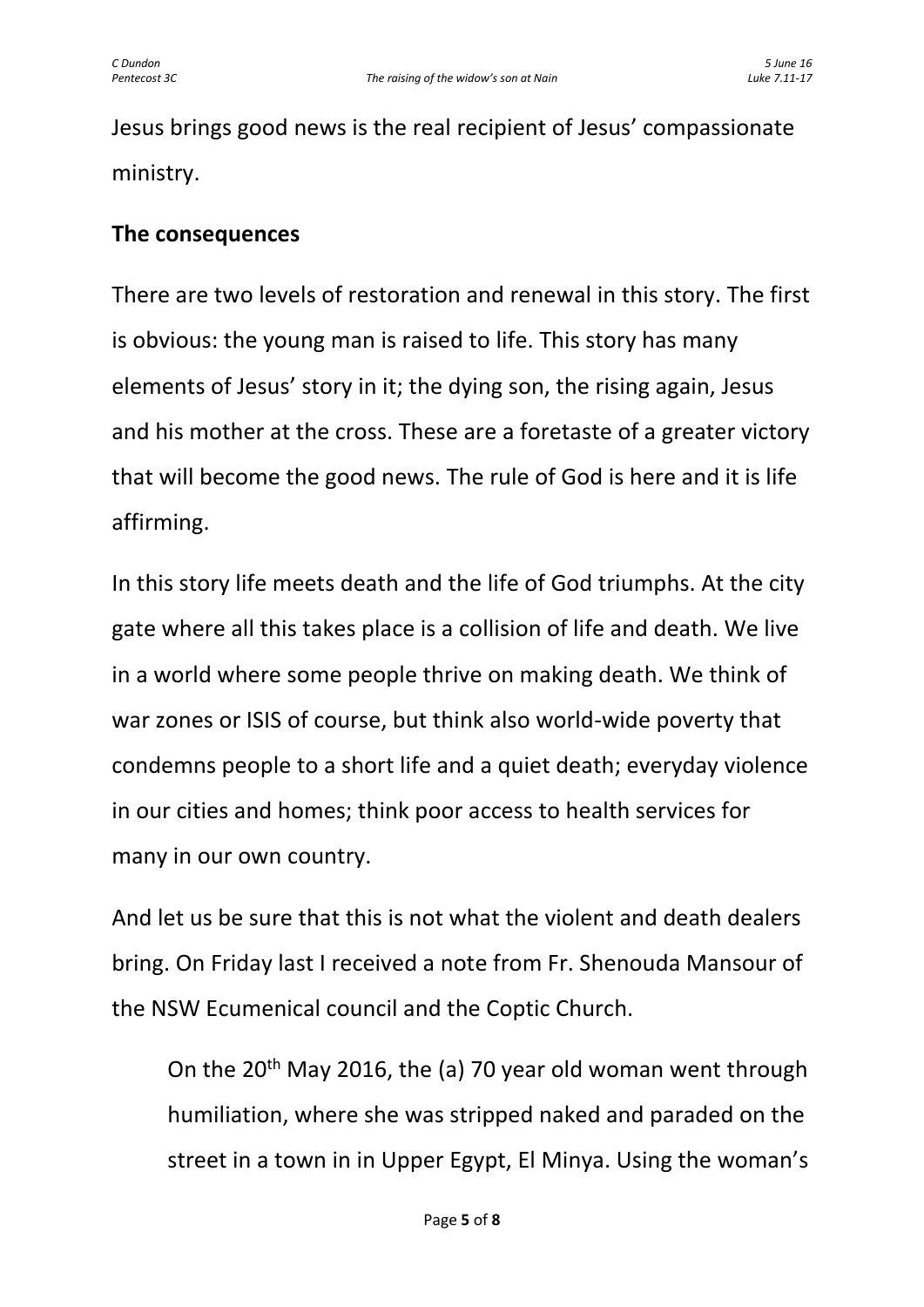Jesus brings good news is the real recipient of Jesus' compassionate ministry.

## The consequences

There are two levels of restoration and renewal in this story. The first is obvious: the young man is raised to life. This story has many elements of Jesus' story in it; the dying son, the rising again, Jesus and his mother at the cross. These are a foretaste of a greater victory that will become the good news. The rule of God is here and it is life affirming.

In this story life meets death and the life of God triumphs. At the city gate where all this takes place is a collision of life and death. We live in a world where some people thrive on making death. We think of war zones or ISIS of course, but think also world-wide poverty that condemns people to a short life and a quiet death; everyday violence in our cities and homes; think poor access to health services for many in our own country.

And let us be sure that this is not what the violent and death dealers bring. On Friday last I received a note from Fr. Shenouda Mansour of the NSW Ecumenical council and the Coptic Church.

> On the 20th May 2016, the (a) 70 year old woman went through humiliation, where she was stripped naked and paraded on the street in a town in in Upper Egypt, El Minya. Using the woman's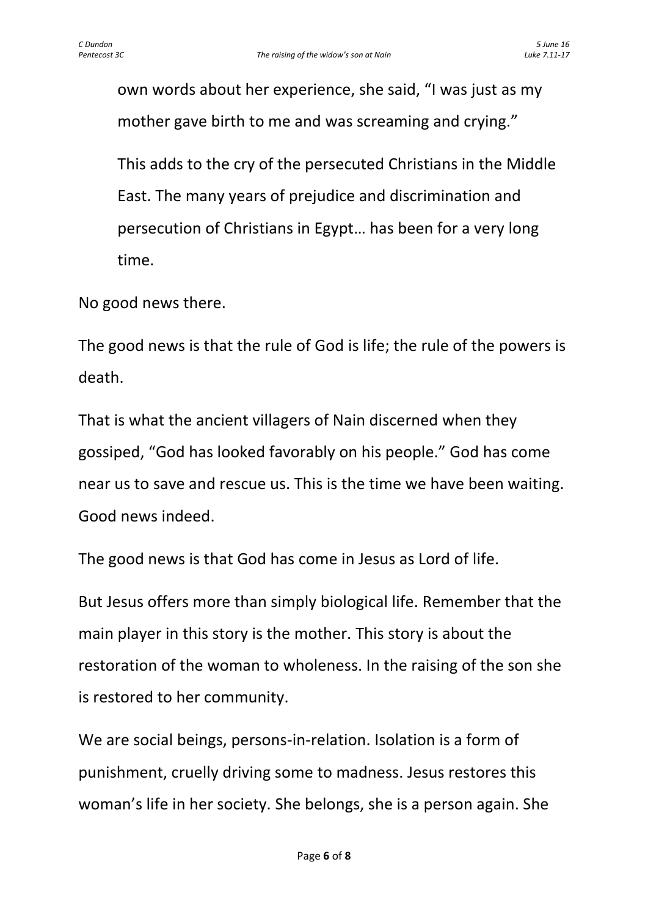own words about her experience, she said, "I was just as my mother gave birth to me and was screaming and crying."

> This adds to the cry of the persecuted Christians in the Middle East. The many years of prejudice and discrimination and persecution of Christians in Egypt… has been for a very long time.

No good news there.

The good news is that the rule of God is life; the rule of the powers is death.

That is what the ancient villagers of Nain discerned when they gossiped, "God has looked favorably on his people." God has come near us to save and rescue us. This is the time we have been waiting. Good news indeed.

The good news is that God has come in Jesus as Lord of life.

But Jesus offers more than simply biological life. Remember that the main player in this story is the mother. This story is about the restoration of the woman to wholeness. In the raising of the son she is restored to her community.

We are social beings, persons-in-relation. Isolation is a form of punishment, cruelly driving some to madness. Jesus restores this woman's life in her society. She belongs, she is a person again. She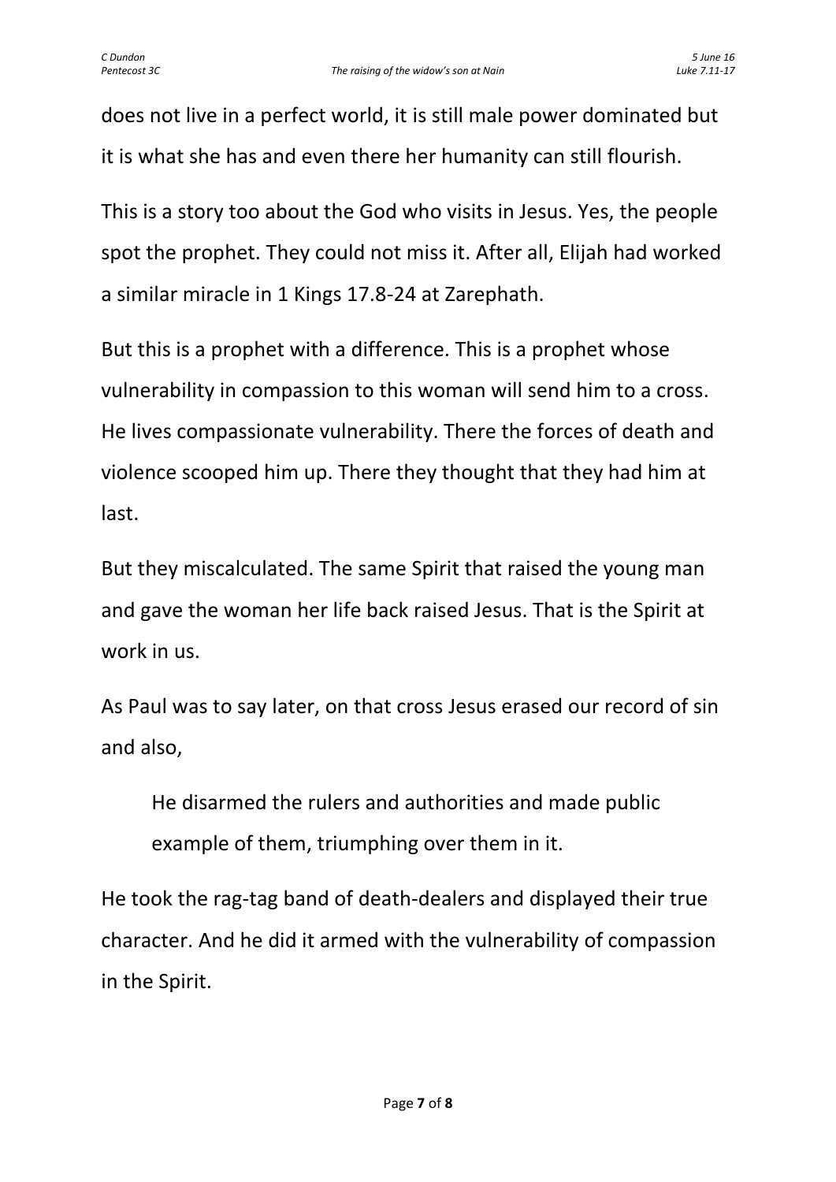does not live in a perfect world, it is still male power dominated but it is what she has and even there her humanity can still flourish.

This is a story too about the God who visits in Jesus. Yes, the people spot the prophet. They could not miss it. After all, Elijah had worked a similar miracle in 1 Kings 17.8-24 at Zarephath.

But this is a prophet with a difference. This is a prophet whose vulnerability in compassion to this woman will send him to a cross. He lives compassionate vulnerability. There the forces of death and violence scooped him up. There they thought that they had him at last.

But they miscalculated. The same Spirit that raised the young man and gave the woman her life back raised Jesus. That is the Spirit at work in us.

As Paul was to say later, on that cross Jesus erased our record of sin and also,

> He disarmed the rulers and authorities and made public example of them, triumphing over them in it.

He took the rag-tag band of death-dealers and displayed their true character. And he did it armed with the vulnerability of compassion in the Spirit.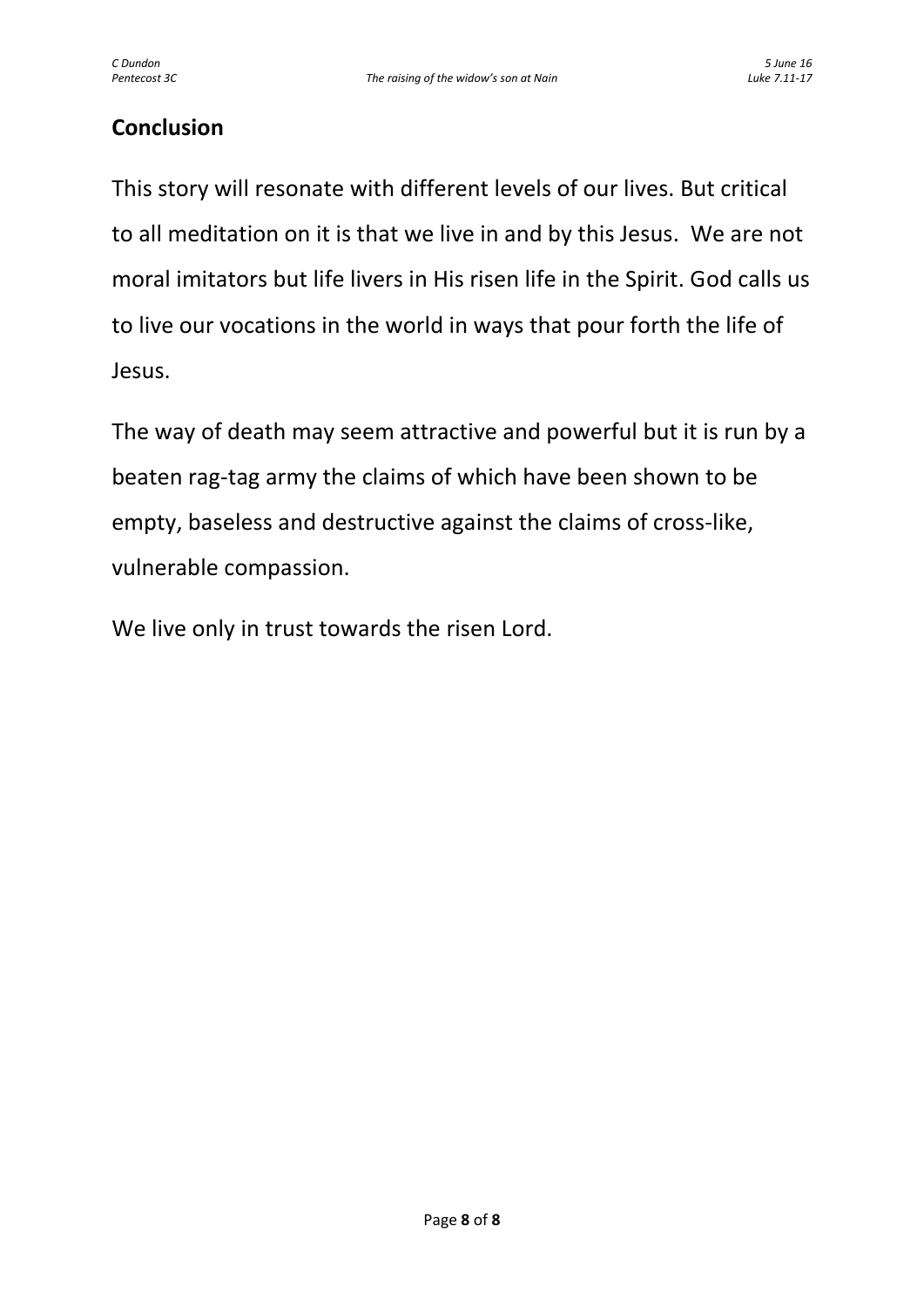## Conclusion

This story will resonate with different levels of our lives. But critical to all meditation on it is that we live in and by this Jesus. We are not moral imitators but life livers in His risen life in the Spirit. God calls us to live our vocations in the world in ways that pour forth the life of Jesus.

The way of death may seem attractive and powerful but it is run by a beaten rag-tag army the claims of which have been shown to be empty, baseless and destructive against the claims of cross-like, vulnerable compassion.

We live only in trust towards the risen Lord.